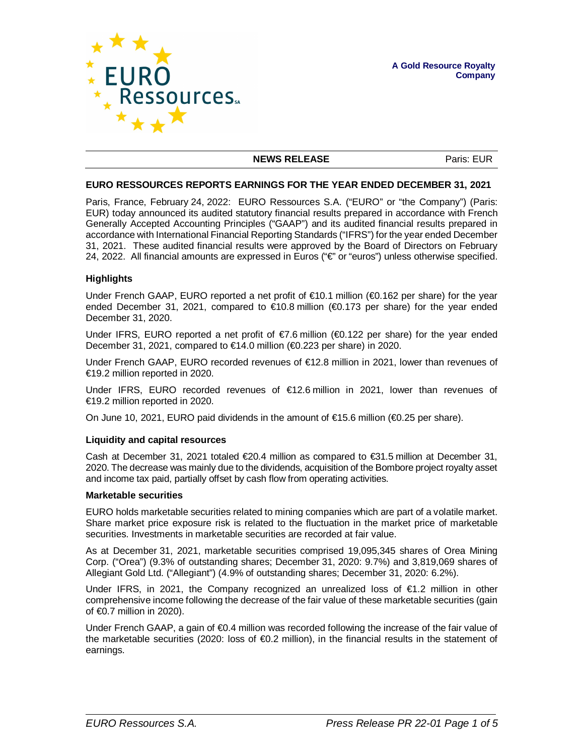A Gold Resource Royalty Company

**NEWS RELEASE** Paris: EUR

# EURO RESSOURCES REPORTS EARNINGS FOR THE YEAR ENDED DECEMBER 31, 2021

Paris, France, February 24, 2022: EURO Ressources S.A. ("EURO" or "the Company") (Paris: EUR) today announced its audited statutory financial results prepared in accordance with French Generally Accepted Accounting Principles ("GAAP") and its audited financial results prepared in accordance with International Financial Reporting Standards ("IFRS") for the year ended December 31, 2021. These audited financial results were approved by the Board of Directors on February 24, 2022. All financial amounts are expressed in Euros ("€" or "euros") unless otherwise specified.

## Highlights

Under French GAAP, EURO reported a net profit of €10.1 million (€0.162 per share) for the year ended December 31, 2021, compared to €10.8 million (€0.173 per share) for the year ended December 31, 2020.

Under IFRS, EURO reported a net profit of €7.6 million (€0.122 per share) for the year ended December 31, 2021, compared to €14.0 million (€0.223 per share) in 2020.

Under French GAAP, EURO recorded revenues of €12.8 million in 2021, lower than revenues of €19.2 million reported in 2020.

Under IFRS, EURO recorded revenues of €12.6 million in 2021, lower than revenues of €19.2 million reported in 2020.

On June 10, 2021, EURO paid dividends in the amount of €15.6 million (€0.25 per share).

## Liquidity and capital resources

Cash at December 31, 2021 totaled €20.4 million as compared to €31.5 million at December 31, 2020. The decrease was mainly due to the dividends, acquisition of the Bombore project royalty asset and income tax paid, partially offset by cash flow from operating activities.

## Marketable securities

EURO holds marketable securities related to mining companies which are part of a volatile market. Share market price exposure risk is related to the fluctuation in the market price of marketable securities. Investments in marketable securities are recorded at fair value.

As at December 31, 2021, marketable securities comprised 19,095,345 shares of Orea Mining Corp. ("Orea") (9.3% of outstanding shares; December 31, 2020: 9.7%) and 3,819,069 shares of Allegiant Gold Ltd. ("Allegiant") (4.9% of outstanding shares; December 31, 2020: 6.2%).

Under IFRS, in 2021, the Company recognized an unrealized loss of €1.2 million in other comprehensive income following the decrease of the fair value of these marketable securities (gain of €0.7 million in 2020).

Under French GAAP, a gain of €0.4 million was recorded following the increase of the fair value of the marketable securities (2020: loss of €0.2 million), in the financial results in the statement of earnings.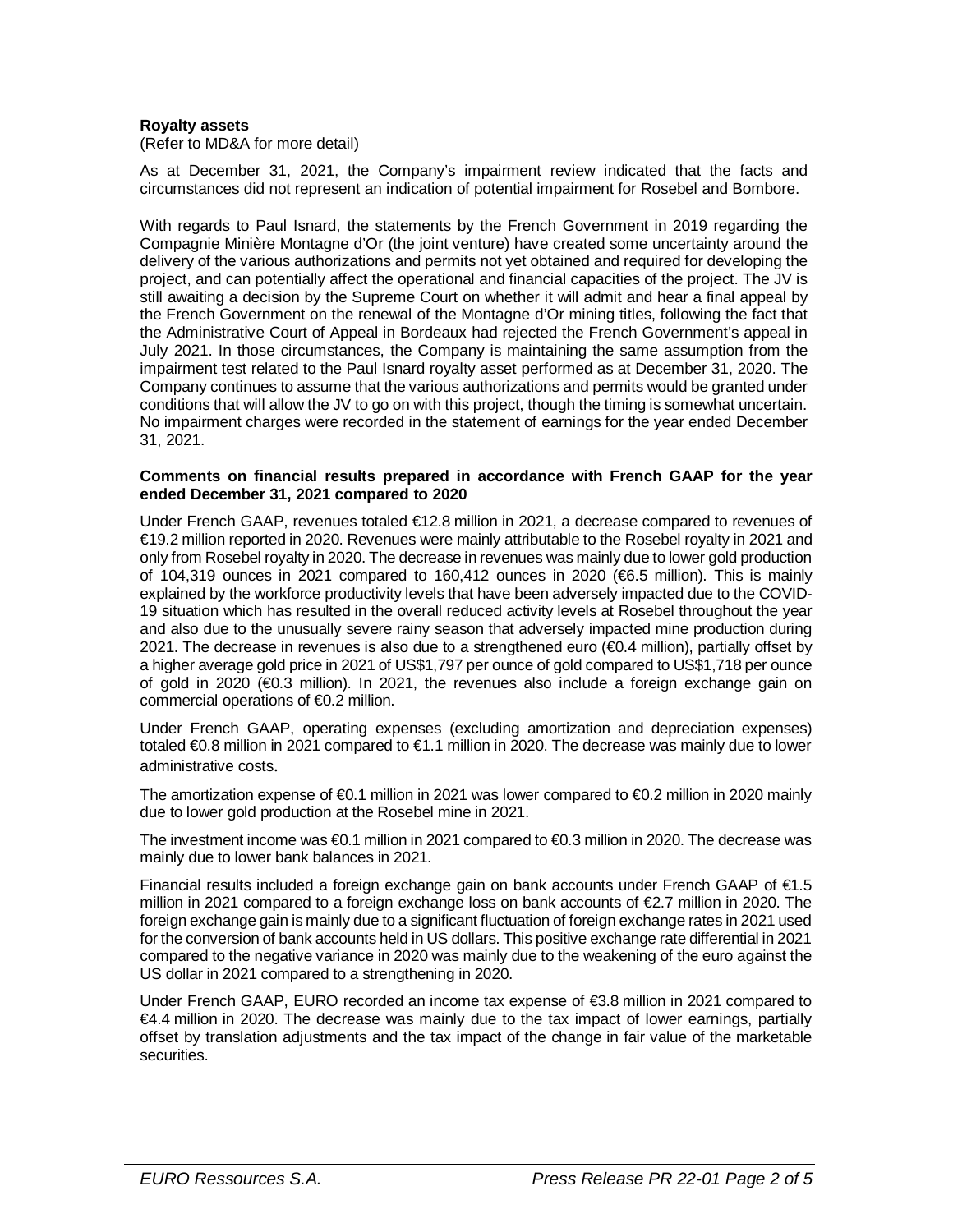**Royalty assets**

(Refer to MD&A for more detail)

As at December 31, 2021, the Company's impairment review indicated that the facts and circumstances did not represent an indication of potential impairment for Rosebel and Bombore.

With regards to Paul Isnard, the statements by the French Government in 2019 regarding the Compagnie Minière Montagne d'Or (the joint venture) have created some uncertainty around the delivery of the various authorizations and permits not yet obtained and required for developing the project, and can potentially affect the operational and financial capacities of the project. The JV is still awaiting a decision by the Supreme Court on whether it will admit and hear a final appeal by the French Government on the renewal of the Montagne d'Or mining titles, following the fact that the Administrative Court of Appeal in Bordeaux had rejected the French Government's appeal in July 2021. In those circumstances, the Company is maintaining the same assumption from the impairment test related to the Paul Isnard royalty asset performed as at December 31, 2020. The Company continues to assume that the various authorizations and permits would be granted under conditions that will allow the JV to go on with this project, though the timing is somewhat uncertain. No impairment charges were recorded in the statement of earnings for the year ended December 31, 2021.

**Comments on financial results prepared in accordance with French GAAP for the year ended December 31, 2021 compared to 2020**

Under French GAAP, revenues totaled €12.8 million in 2021, a decrease compared to revenues of €19.2 million reported in 2020. Revenues were mainly attributable to the Rosebel royalty in 2021 and only from Rosebel royalty in 2020. The decrease in revenues was mainly due to lower gold production of 104,319 ounces in 2021 compared to 160,412 ounces in 2020 (€6.5 million). This is mainly explained by the workforce productivity levels that have been adversely impacted due to the COVID-19 situation which has resulted in the overall reduced activity levels at Rosebel throughout the year and also due to the unusually severe rainy season that adversely impacted mine production during 2021. The decrease in revenues is also due to a strengthened euro (€0.4 million), partially offset by a higher average gold price in 2021 of US$1,797 per ounce of gold compared to US$1,718 per ounce of gold in 2020 (€0.3 million). In 2021, the revenues also include a foreign exchange gain on commercial operations of €0.2 million.

Under French GAAP, operating expenses (excluding amortization and depreciation expenses) totaled €0.8 million in 2021 compared to €1.1 million in 2020. The decrease was mainly due to lower administrative costs.

The amortization expense of €0.1 million in 2021 was lower compared to €0.2 million in 2020 mainly due to lower gold production at the Rosebel mine in 2021.

The investment income was €0.1 million in 2021 compared to €0.3 million in 2020. The decrease was mainly due to lower bank balances in 2021.

Financial results included a foreign exchange gain on bank accounts under French GAAP of €1.5 million in 2021 compared to a foreign exchange loss on bank accounts of €2.7 million in 2020. The foreign exchange gain is mainly due to a significant fluctuation of foreign exchange rates in 2021 used for the conversion of bank accounts held in US dollars. This positive exchange rate differential in 2021 compared to the negative variance in 2020 was mainly due to the weakening of the euro against the US dollar in 2021 compared to a strengthening in 2020.

Under French GAAP, EURO recorded an income tax expense of €3.8 million in 2021 compared to €4.4 million in 2020. The decrease was mainly due to the tax impact of lower earnings, partially offset by translation adjustments and the tax impact of the change in fair value of the marketable securities.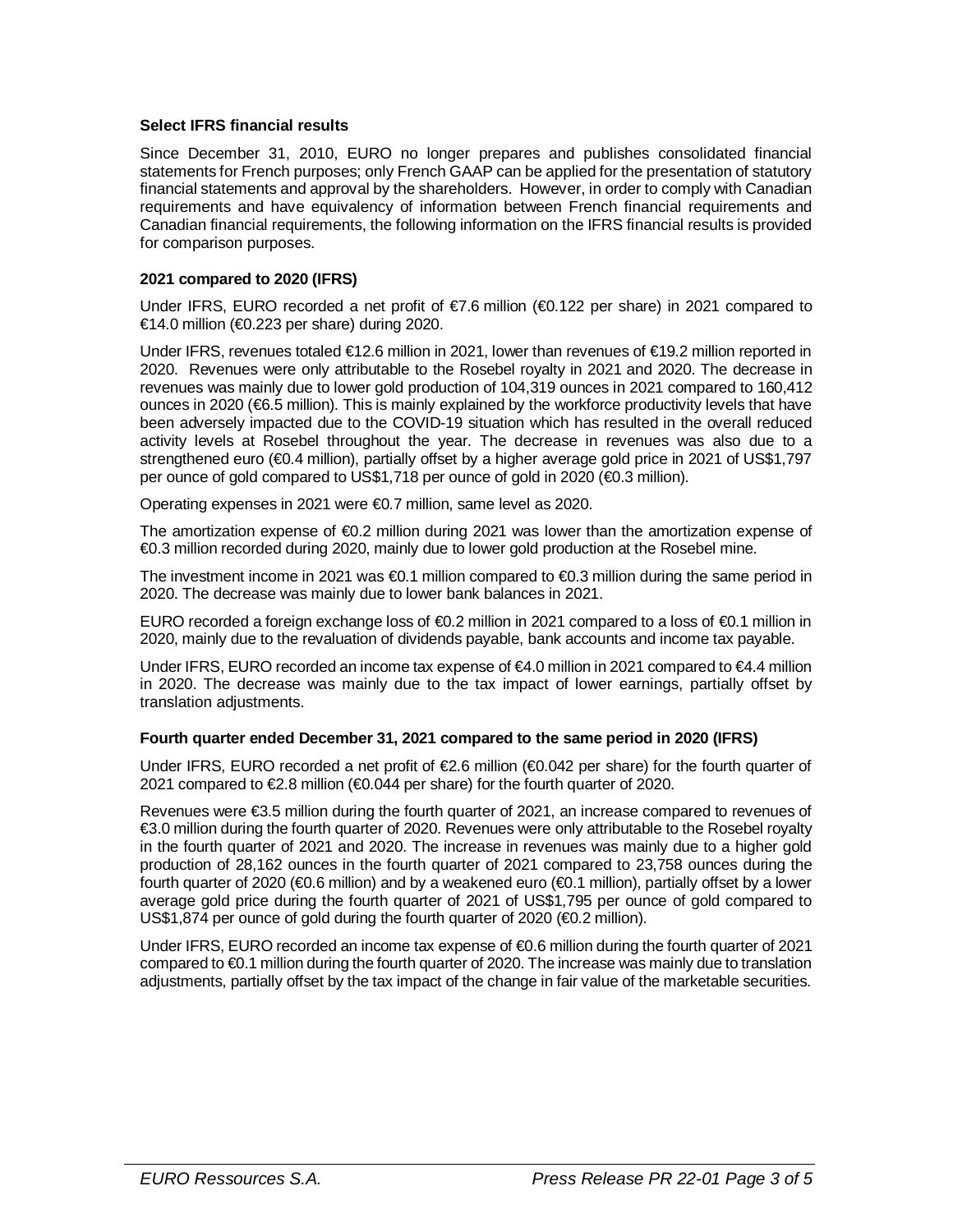**Select IFRS financial results**

Since December 31, 2010, EURO no longer prepares and publishes consolidated financial statements for French purposes; only French GAAP can be applied for the presentation of statutory financial statements and approval by the shareholders. However, in order to comply with Canadian requirements and have equivalency of information between French financial requirements and Canadian financial requirements, the following information on the IFRS financial results is provided for comparison purposes.

**2021 compared to 2020 (IFRS)**

Under IFRS, EURO recorded a net profit of €7.6 million (€0.122 per share) in 2021 compared to €14.0 million (€0.223 per share) during 2020.

Under IFRS, revenues totaled €12.6 million in 2021, lower than revenues of €19.2 million reported in 2020. Revenues were only attributable to the Rosebel royalty in 2021 and 2020. The decrease in revenues was mainly due to lower gold production of 104,319 ounces in 2021 compared to 160,412 ounces in 2020 (€6.5 million). This is mainly explained by the workforce productivity levels that have been adversely impacted due to the COVID-19 situation which has resulted in the overall reduced activity levels at Rosebel throughout the year. The decrease in revenues was also due to a strengthened euro (€0.4 million), partially offset by a higher average gold price in 2021 of US$1,797 per ounce of gold compared to US$1,718 per ounce of gold in 2020 (€0.3 million).

Operating expenses in 2021 were €0.7 million, same level as 2020.

The amortization expense of €0.2 million during 2021 was lower than the amortization expense of €0.3 million recorded during 2020, mainly due to lower gold production at the Rosebel mine.

The investment income in 2021 was €0.1 million compared to €0.3 million during the same period in 2020. The decrease was mainly due to lower bank balances in 2021.

EURO recorded a foreign exchange loss of €0.2 million in 2021 compared to a loss of €0.1 million in 2020, mainly due to the revaluation of dividends payable, bank accounts and income tax payable.

Under IFRS, EURO recorded an income tax expense of €4.0 million in 2021 compared to €4.4 million in 2020. The decrease was mainly due to the tax impact of lower earnings, partially offset by translation adjustments.

**Fourth quarter ended December 31, 2021 compared to the same period in 2020 (IFRS)**

Under IFRS, EURO recorded a net profit of €2.6 million (€0.042 per share) for the fourth quarter of 2021 compared to €2.8 million (€0.044 per share) for the fourth quarter of 2020.

Revenues were €3.5 million during the fourth quarter of 2021, an increase compared to revenues of €3.0 million during the fourth quarter of 2020. Revenues were only attributable to the Rosebel royalty in the fourth quarter of 2021 and 2020. The increase in revenues was mainly due to a higher gold production of 28,162 ounces in the fourth quarter of 2021 compared to 23,758 ounces during the fourth quarter of 2020 (€0.6 million) and by a weakened euro (€0.1 million), partially offset by a lower average gold price during the fourth quarter of 2021 of US$1,795 per ounce of gold compared to US$1,874 per ounce of gold during the fourth quarter of 2020 (€0.2 million).

Under IFRS, EURO recorded an income tax expense of €0.6 million during the fourth quarter of 2021 compared to €0.1 million during the fourth quarter of 2020. The increase was mainly due to translation adjustments, partially offset by the tax impact of the change in fair value of the marketable securities.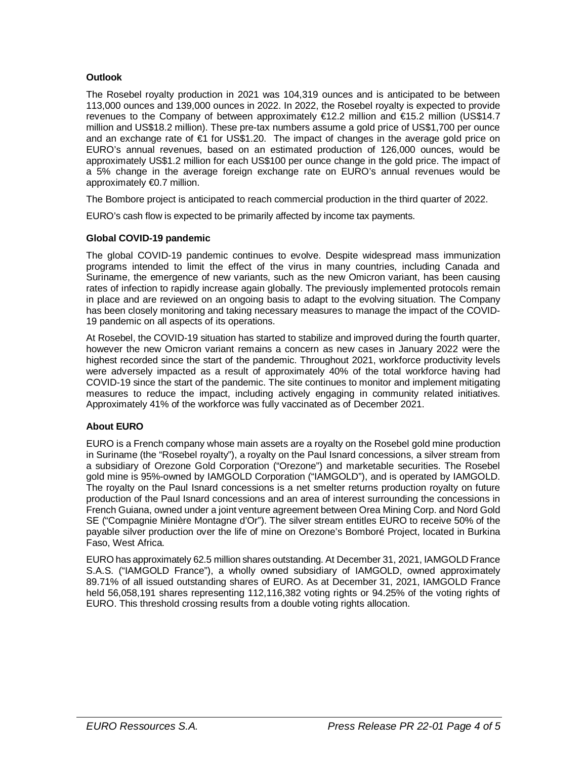### Outlook

The Rosebel royalty production in 2021 was 104,319 ounces and is anticipated to be between 113,000 ounces and 139,000 ounces in 2022. In 2022, the Rosebel royalty is expected to provide revenues to the Company of between approximately €12.2 million and €15.2 million (US$14.7 million and US$18.2 million). These pre-tax numbers assume a gold price of US$1,700 per ounce and an exchange rate of €1 for US$1.20. The impact of changes in the average gold price on EURO's annual revenues, based on an estimated production of 126,000 ounces, would be approximately US$1.2 million for each US$100 per ounce change in the gold price. The impact of a 5% change in the average foreign exchange rate on EURO's annual revenues would be approximately €0.7 million.

The Bombore project is anticipated to reach commercial production in the third quarter of 2022.

EURO's cash flow is expected to be primarily affected by income tax payments.

### Global COVID-19 pandemic

The global COVID-19 pandemic continues to evolve. Despite widespread mass immunization programs intended to limit the effect of the virus in many countries, including Canada and Suriname, the emergence of new variants, such as the new Omicron variant, has been causing rates of infection to rapidly increase again globally. The previously implemented protocols remain in place and are reviewed on an ongoing basis to adapt to the evolving situation. The Company has been closely monitoring and taking necessary measures to manage the impact of the COVID-19 pandemic on all aspects of its operations.

At Rosebel, the COVID-19 situation has started to stabilize and improved during the fourth quarter, however the new Omicron variant remains a concern as new cases in January 2022 were the highest recorded since the start of the pandemic. Throughout 2021, workforce productivity levels were adversely impacted as a result of approximately 40% of the total workforce having had COVID-19 since the start of the pandemic. The site continues to monitor and implement mitigating measures to reduce the impact, including actively engaging in community related initiatives. Approximately 41% of the workforce was fully vaccinated as of December 2021.

### About EURO

EURO is a French company whose main assets are a royalty on the Rosebel gold mine production in Suriname (the "Rosebel royalty"), a royalty on the Paul Isnard concessions, a silver stream from a subsidiary of Orezone Gold Corporation ("Orezone") and marketable securities. The Rosebel gold mine is 95%-owned by IAMGOLD Corporation ("IAMGOLD"), and is operated by IAMGOLD. The royalty on the Paul Isnard concessions is a net smelter returns production royalty on future production of the Paul Isnard concessions and an area of interest surrounding the concessions in French Guiana, owned under a joint venture agreement between Orea Mining Corp. and Nord Gold SE ("Compagnie Minière Montagne d'Or"). The silver stream entitles EURO to receive 50% of the payable silver production over the life of mine on Orezone's Bomboré Project, located in Burkina Faso, West Africa.

EURO has approximately 62.5 million shares outstanding. At December 31, 2021, IAMGOLD France S.A.S. ("IAMGOLD France"), a wholly owned subsidiary of IAMGOLD, owned approximately 89.71% of all issued outstanding shares of EURO. As at December 31, 2021, IAMGOLD France held 56,058,191 shares representing 112,116,382 voting rights or 94.25% of the voting rights of EURO. This threshold crossing results from a double voting rights allocation.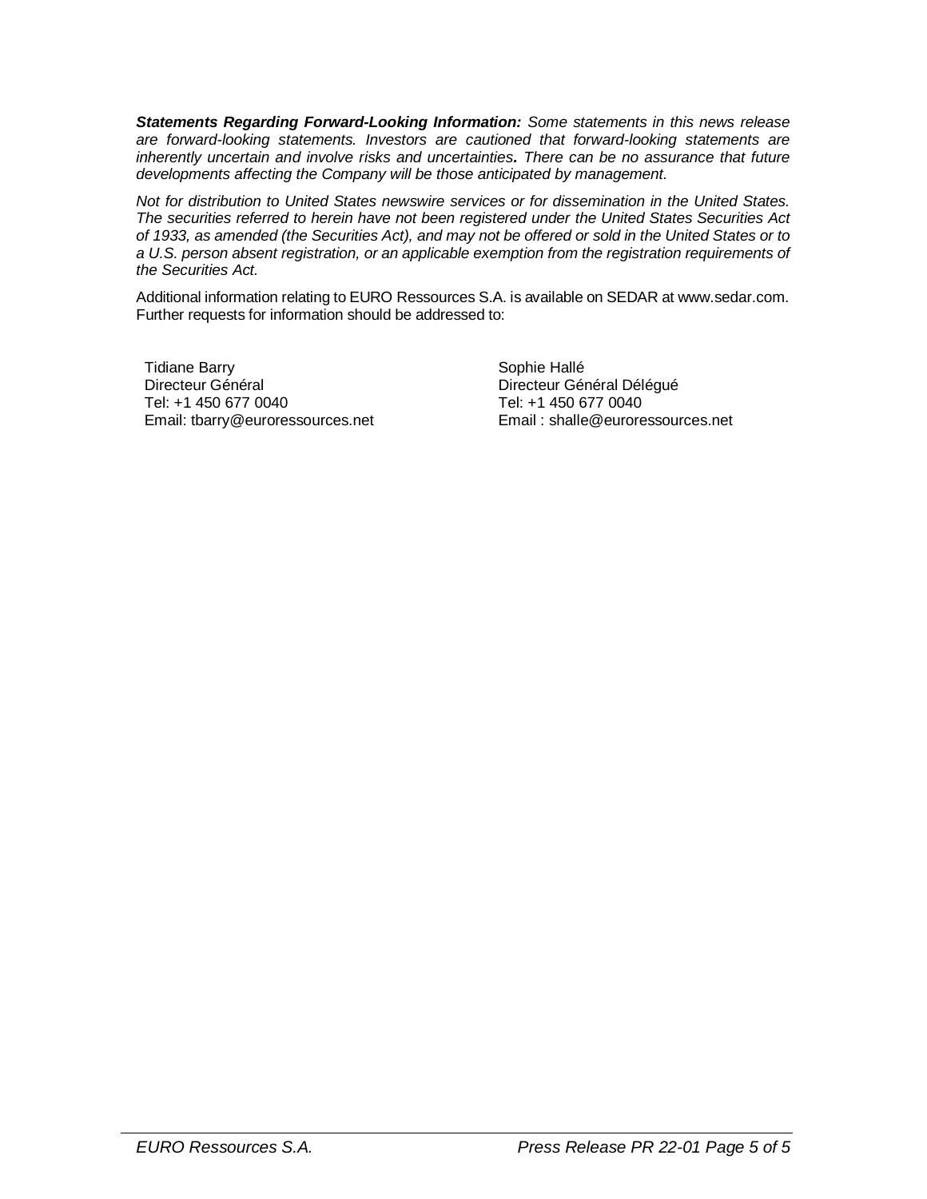***Statements Regarding Forward-Looking Information:*** *Some statements in this news release are forward-looking statements. Investors are cautioned that forward-looking statements are inherently uncertain and involve risks and uncertainties**.** There can be no assurance that future developments affecting the Company will be those anticipated by management.*

*Not for distribution to United States newswire services or for dissemination in the United States. The securities referred to herein have not been registered under the United States Securities Act of 1933, as amended (the Securities Act), and may not be offered or sold in the United States or to a U.S. person absent registration, or an applicable exemption from the registration requirements of the Securities Act.*

Additional information relating to EURO Ressources S.A. is available on SEDAR at www.sedar.com. Further requests for information should be addressed to:

Tidiane Barry
Directeur Général
Tel: +1 450 677 0040
Email: tbarry@euroressources.net

Sophie Hallé
Directeur Général Délégué
Tel: +1 450 677 0040
Email : shalle@euroressources.net